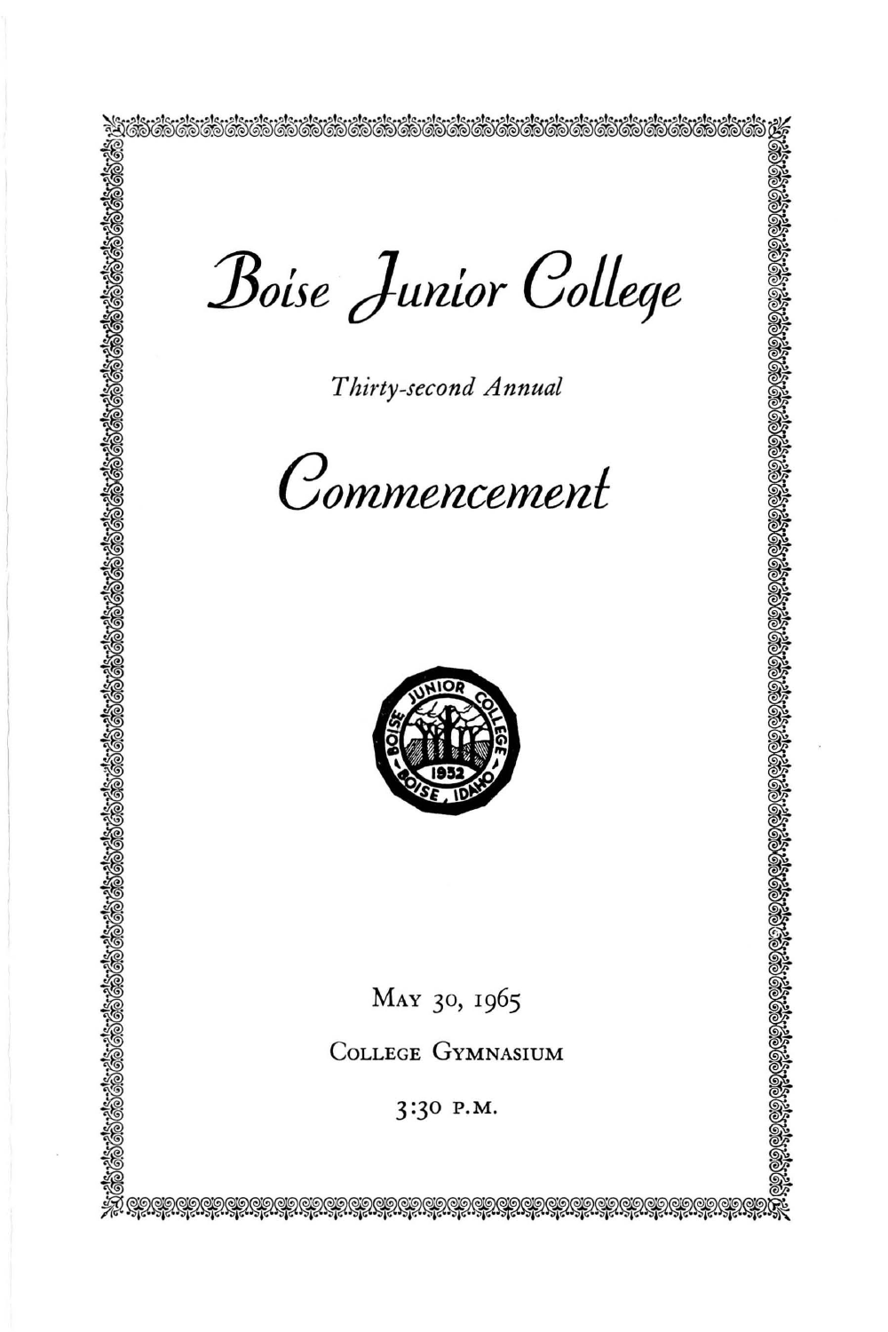# Boise Junior College

*Thirty-second Annual*

# Commencement

May 30, 1965

College Gymnasium

3:30 P.M.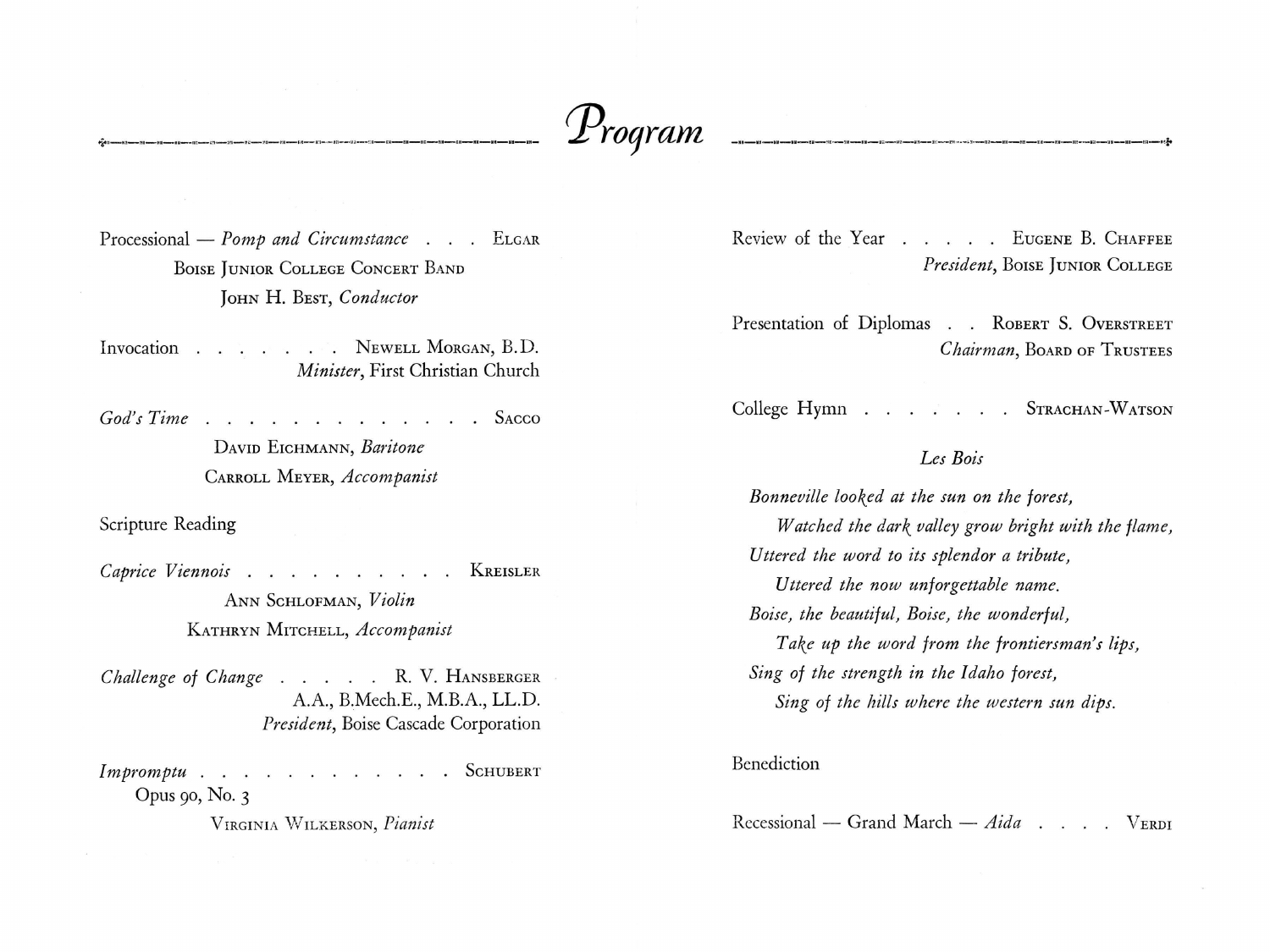# *Program*

Processional — *Pomp and Circumstance* . . . ELGAR
BOISE JUNIOR COLLEGE CONCERT BAND
JOHN H. BEST, *Conductor*

Invocation . . . . . . . NEWELL MORGAN, B.D.
*Minister*, First Christian Church

*God's Time* . . . . . . . . . . . . . . SACCO
DAVID EICHMANN, *Baritone*
CARROLL MEYER, *Accompanist*

Scripture Reading

*Caprice Viennois* . . . . . . . . . . . KREISLER
ANN SCHLOFMAN, *Violin*
KATHRYN MITCHELL, *Accompanist*

*Challenge of Change* . . . . . R. V. HANSBERGER
A.A., B.Mech.E., M.B.A., LL.D.
*President*, Boise Cascade Corporation

*Impromptu* . . . . . . . . . . . . . SCHUBERT
Opus 90, No. 3
VIRGINIA WILKERSON, *Pianist*

Review of the Year . . . . . EUGENE B. CHAFFEE
*President*, BOISE JUNIOR COLLEGE

Presentation of Diplomas . . ROBERT S. OVERSTREET
*Chairman*, BOARD OF TRUSTEES

College Hymn . . . . . . . . STRACHAN-WATSON

*Les Bois*

*Bonneville looked at the sun on the forest,*
*Watched the dark valley grow bright with the flame,*
*Uttered the word to its splendor a tribute,*
*Uttered the now unforgettable name.*
*Boise, the beautiful, Boise, the wonderful,*
*Take up the word from the frontiersman's lips,*
*Sing of the strength in the Idaho forest,*
*Sing of the hills where the western sun dips.*

Benediction

Recessional — Grand March — *Aida* . . . . VERDI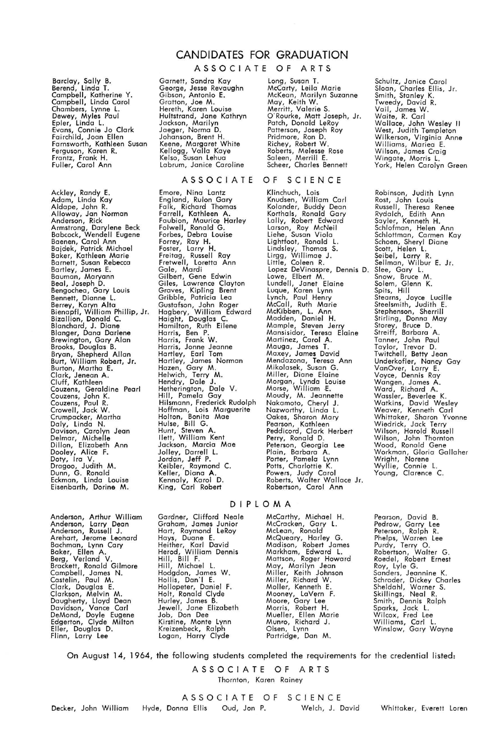# CANDIDATES FOR GRADUATION

## ASSOCIATE OF ARTS

Barclay, Sally B.
Berend, Linda T.
Campbell, Katherine Y.
Campbell, Linda Carol
Chambers, Lynne L.
Dewey, Myles Paul
Epler, Linda L.
Evans, Connie Jo Clark
Fairchild, Joan Ellen
Farnsworth, Kathleen Susan
Ferguson, Karen R.
Frantz, Frank H.
Fuller, Carol Ann
Garnett, Sandra Kay
George, Jesse Revaughn
Gibson, Antonio E.
Gratton, Joe M.
Hereth, Karen Louise
Hultstrand, Jane Kathryn
Jackson, Marilyn
Jaeger, Norma D.
Johanson, Brent H.
Keene, Margaret White
Kellogg, Valla Kaye
Kelso, Susan Lehua
Labrum, Janice Caroline
Long, Susan T.
McCarty, Leila Marie
McKean, Marilyn Suzanne
May, Keith W.
Merritt, Valerie S.
O'Rourke, Matt Joseph, Jr.
Patch, Donald LeRoy
Patterson, Joseph Roy
Pridmore, Ron D.
Richey, Robert W.
Roberts, Melesse Rose
Saleen, Merrill E.
Scheer, Charles Bennett
Schultz, Janice Carol
Sloan, Charles Ellis, Jr.
Smith, Stanley K.
Tweedy, David R.
Vail, James W.
Waite, R. Carl
Wallace, John Wesley II
West, Judith Templeton
Wilkerson, Virginia Anne
Williams, Mariea E.
Wilson, James Craig
Wingate, Morris L.
York, Helen Carolyn Green

## ASSOCIATE OF SCIENCE

Ackley, Randy E.
Adam, Linda Kay
Aldape, John R.
Alloway, Jan Norman
Anderson, Rick
Armstrong, Darylene Beck
Babcock, Wendell Eugene
Baenen, Carol Ann
Bajdek, Patrick Michael
Baker, Kathleen Marie
Barnett, Susan Rebecca
Bartley, James E.
Bauman, Maryann
Beal, Joseph D.
Bengochea, Gary Louis
Bennett, Dianne L.
Berrey, Karyn Alta
Bienapfl, William Phillip, Jr.
Bizallion, Donald C.
Blanchard, J. Diane
Blanger, Dana Darlene
Brewington, Gary Alan
Brooks, Douglas B.
Bryan, Shepherd Allan
Burt, William Robert, Jr.
Burton, Martha E.
Clark, Jenean A.
Cluff, Kathleen
Couzens, Geraldine Pearl
Couzens, John K.
Couzens, Paul R.
Crowell, Jack W.
Crumpacker, Martha
Daly, Linda N.
Davison, Carolyn Jean
Delmar, Michelle
Dillon, Elizabeth Ann
Dooley, Alice F.
Doty, Ira V.
Dragoo, Judith M.
Dunn, G. Ronald
Eckman, Linda Louise
Eisenbarth, Dorine M.
Emore, Nina Lantz
England, Rulon Gary
Falk, Richard Thomas
Farrell, Kathleen A.
Faubion, Maurice Harley
Folwell, Ronald G.
Forbes, Debra Louise
Forrey, Ray H.
Foster, Larry H.
Freitag, Russell Ray
Fretwell, Loretta Ann
Gale, Mardi
Gilbert, Gene Edwin
Giles, Lawrence Clayton
Graves, Kipling Brent
Gribble, Patricia Lea
Gustafson, John Roger
Hagbery, William Edward
Haight, Douglas C.
Hamilton, Ruth Eilene
Harris, Ben P.
Harris, Frank W.
Harris, Jonne Jeanne
Hartley, Earl Tom
Hartley, James Norman
Hazen, Gary M.
Helwich, Terry M.
Hendry, Dale J.
Hetherington, Dale V.
Hill, Pamela Gay
Hilsmann, Frederick Rudolph
Hoffman, Lois Marguerite
Holton, Bonita Mae
Hulse, Bill G.
Hunt, Steven A.
Ilett, William Kent
Jackson, Marcia Mae
Jolley, Darrell L.
Jordan, Jeff P.
Keibler, Raymond C.
Keller, Diana A.
Kennaly, Karol D.
King, Carl Robert
Klinchuch, Lois
Knudsen, William Carl
Kolander, Buddy Dean
Korthals, Ronald Gary
Lally, Robert Edward
Larson, Roy McNeil
Liehe, Susan Viola
Lightfoot, Ronald L.
Lindsley, Thomas S.
Lirgg, Willimae J.
Little, Coleen R.
Lopez DeVinaspre, Dennis D.
Lowe, Elbert M.
Lundell, Janet Elaine
Luque, Karen Lynn
Lynch, Paul Henry
McCall, Ruth Marie
McKibben, L. Ann
Madden, Daniel H.
Mample, Steven Jerry
Mansisidor, Teresa Elaine
Martinez, Carol A.
Mauga, James T.
Maxey, James David
Mendazona, Teresa Ann
Mikolasek, Susan G.
Miller, Diane Elaine
Morgan, Lynda Louise
Morse, William E.
Moudy, M. Jeannette
Nakamoto, Cheryl J.
Nazworthy, Linda L.
Oakes, Sharon Mary
Pearson, Kathleen
Peddicord, Clark Herbert
Perry, Ronald D.
Peterson, Georgia Lee
Plain, Barbara A.
Porter, Pamela Lynn
Potts, Charlottie K.
Powers, Judy Carol
Roberts, Walter Wallace Jr.
Robertson, Carol Ann
Robinson, Judith Lynn
Rost, John Louis
Russell, Theresa Renee
Rydalch, Edith Ann
Sayler, Kenneth H.
Schlofman, Helen Ann
Schlottman, Carmen Kay
Schoen, Sheryl Diane
Scott, Helen L.
Seibel, Larry R.
Sellman, Wilbur E. Jr.
Slee, Gary L.
Snow, Bruce M.
Solem, Glenn K.
Spits, Hill
Stearns, Joyce Lucille
Steelsmith, Judith E.
Stephenson, Sherrill
Stirling, Donna May
Storey, Bruce D.
Streiff, Barbara A.
Tanner, John Paul
Taylor, Trevor D.
Twitchell, Betty Jean
Underkofler, Nancy Gay
VanOver, Larry E.
Voyce, Dennis Ray
Wangen, James A.
Ward, Richard A.
Wassler, Beverlee K.
Watkins, David Wesley
Weaver, Kenneth Carl
Whittaker, Sharon Yvonne
Wiedrick, Jack Terry
Wilson, Harold Russell
Wilson, John Thornton
Wood, Ronald Gene
Workman, Gloria Gallaher
Wright, Norene
Wyllie, Connie L.
Young, Clarence C.

## DIPLOMA

Anderson, Arthur William
Anderson, Larry Dean
Anderson, Russell J.
Arehart, Jerome Leonard
Bachman, Lynn Cary
Baker, Ellen A.
Berg, Verland V.
Brackett, Ronald Gilmore
Campbell, James N.
Castelin, Paul M.
Clark, Douglas E.
Clarkson, Melvin M.
Daugherty, Lloyd Dean
Davidson, Vance Carl
DeMond, Doyle Eugene
Edgerton, Clyde Milton
Eller, Douglas D.
Flinn, Larry Lee
Gardner, Clifford Neale
Graham, James Junior
Hart, Raymond LeRoy
Hays, Duane E.
Heither, Karl David
Herod, William Dennis
Hill, Bill F.
Hill, Michael L.
Hodgdon, James W.
Hollis, Dan'l E.
Hollopeter, Daniel F.
Holt, Ronald Clyde
Hurley, James B.
Jewell, Jane Elizabeth
Job, Don Dee
Kirstine, Monte Lynn
Kreizenbeck, Ralph
Logan, Harry Clyde
McCarthy, Michael H.
McCracken, Gary L.
McLean, Ronald
McQueary, Harley G.
Madison, Robert James
Markham, Edward L.
Mattson, Roger Howard
May, Marilyn Jean
Miller, Keith Johnson
Miller, Richard W.
Moller, Kenneth E.
Mooney, LaVern F.
Moore, Gary Lee
Morris, Robert H.
Mueller, Ellen Marie
Munro, Richard J.
Olsen, Lynn
Partridge, Dan M.
Pearson, David B.
Pedrow, Garry Lee
Peterson, Ralph R.
Phelps, Warren Lee
Purdy, Terry O.
Robertson, Walter G.
Roedel, Robert Ernest
Roy, Lyle G.
Sanders, Jeannine K.
Schrader, Dickey Charles
Sheldahl, Warner S.
Skillings, Neal R.
Smith, Dennis Ralph
Sparks, Jack L.
Wilcox, Fred Lee
Williams, Carl L.
Winslow, Gary Wayne

On August 14, 1964, the following students completed the requirements for the credential listed:

## ASSOCIATE OF ARTS

Thornton, Karen Rainey

## ASSOCIATE OF SCIENCE

Decker, John William
Hyde, Donna Ellis
Oud, Jon P.
Welch, J. David
Whittaker, Everett Loren